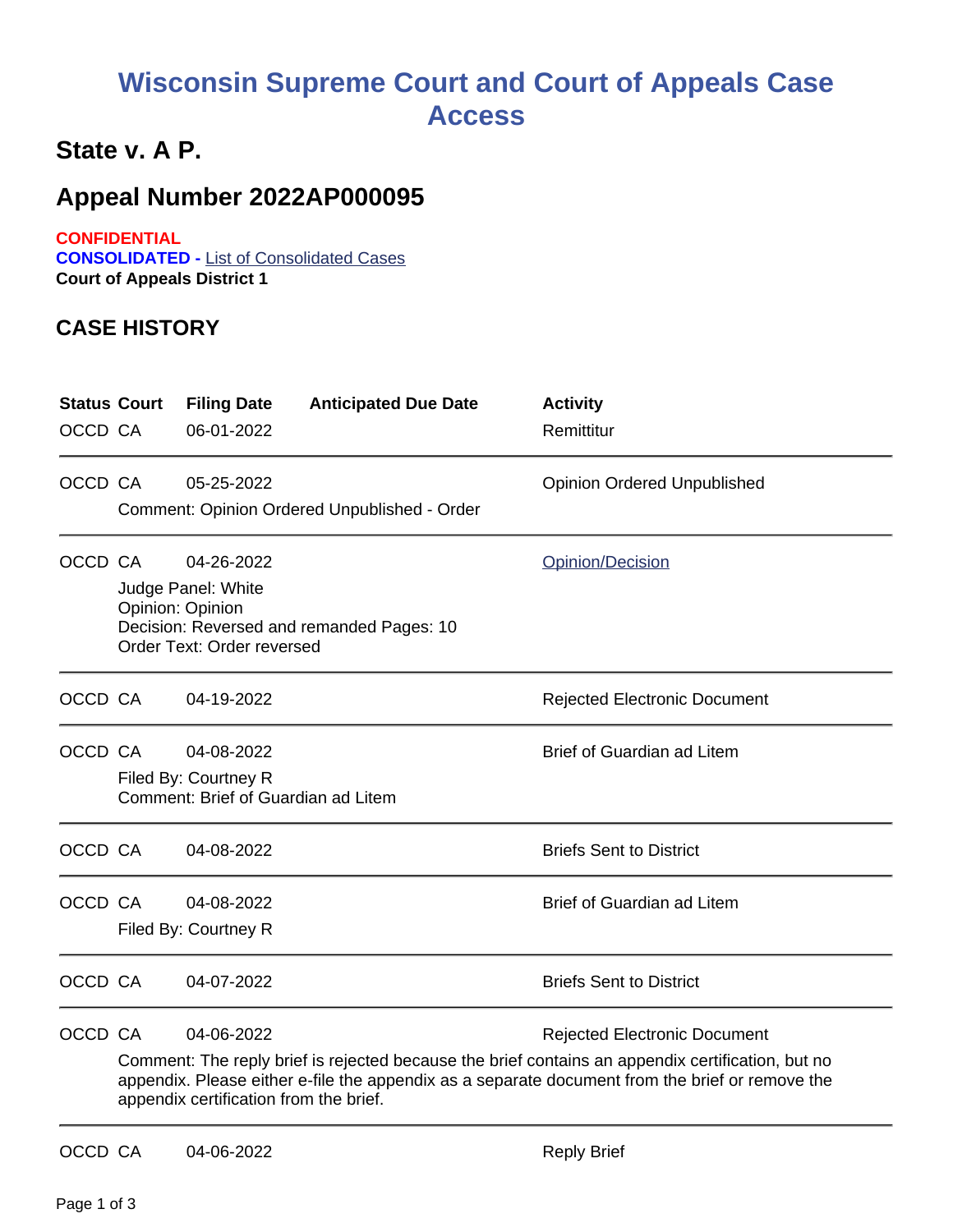# Wisconsin Supreme Court and Court of Appeals Case Access

## State v. A P.

## Appeal Number 2022AP000095

**CONFIDENTIAL**
**CONSOLIDATED -** List of Consolidated Cases
**Court of Appeals District 1**

## CASE HISTORY

| Status | Court | Filing Date | Anticipated Due Date | Activity |
|---|---|---|---|---|
| OCCD | CA | 06-01-2022 | | Remittitur |
| OCCD | CA | 05-25-2022 | | Opinion Ordered Unpublished |
| | Comment: Opinion Ordered Unpublished - Order | | | |
| OCCD | CA | 04-26-2022 | | Opinion/Decision |
| | Judge Panel: White<br>Opinion: Opinion<br>Decision: Reversed and remanded Pages: 10<br>Order Text: Order reversed | | | |
| OCCD | CA | 04-19-2022 | | Rejected Electronic Document |
| OCCD | CA | 04-08-2022 | | Brief of Guardian ad Litem |
| | Filed By: Courtney R<br>Comment: Brief of Guardian ad Litem | | | |
| OCCD | CA | 04-08-2022 | | Briefs Sent to District |
| OCCD | CA | 04-08-2022 | | Brief of Guardian ad Litem |
| | Filed By: Courtney R | | | |
| OCCD | CA | 04-07-2022 | | Briefs Sent to District |
| OCCD | CA | 04-06-2022 | | Rejected Electronic Document |
| | Comment: The reply brief is rejected because the brief contains an appendix certification, but no appendix. Please either e-file the appendix as a separate document from the brief or remove the appendix certification from the brief. | | | |
| OCCD | CA | 04-06-2022 | | Reply Brief |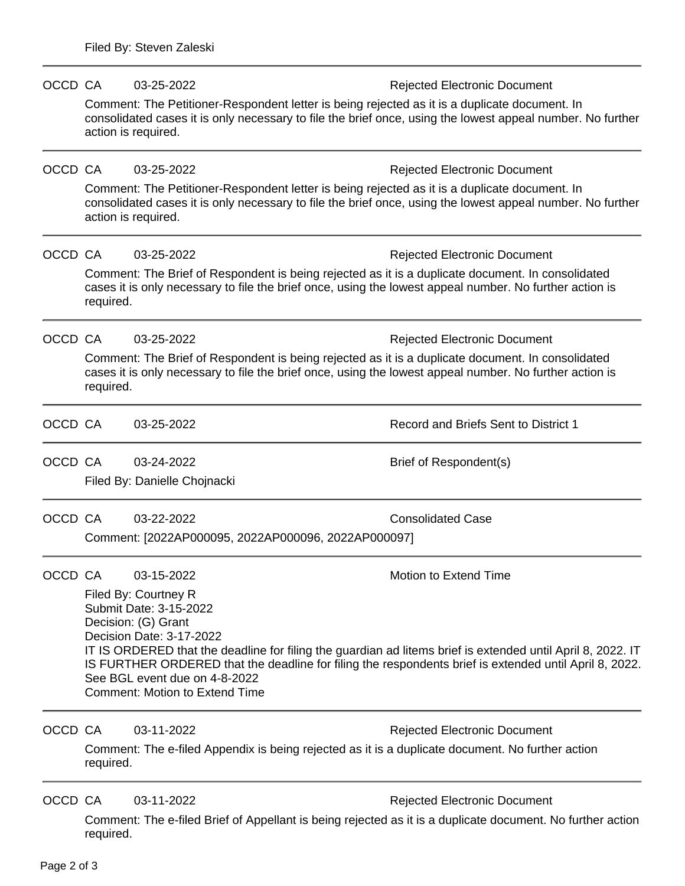Filed By: Steven Zaleski

---

OCCD CA 03-25-2022 Rejected Electronic Document

Comment: The Petitioner-Respondent letter is being rejected as it is a duplicate document. In consolidated cases it is only necessary to file the brief once, using the lowest appeal number. No further action is required.

---

OCCD CA 03-25-2022 Rejected Electronic Document

Comment: The Petitioner-Respondent letter is being rejected as it is a duplicate document. In consolidated cases it is only necessary to file the brief once, using the lowest appeal number. No further action is required.

---

OCCD CA 03-25-2022 Rejected Electronic Document

Comment: The Brief of Respondent is being rejected as it is a duplicate document. In consolidated cases it is only necessary to file the brief once, using the lowest appeal number. No further action is required.

---

OCCD CA 03-25-2022 Rejected Electronic Document

Comment: The Brief of Respondent is being rejected as it is a duplicate document. In consolidated cases it is only necessary to file the brief once, using the lowest appeal number. No further action is required.

---

OCCD CA 03-25-2022 Record and Briefs Sent to District 1

---

OCCD CA 03-24-2022 Brief of Respondent(s)

Filed By: Danielle Chojnacki

---

OCCD CA 03-22-2022 Consolidated Case

Comment: [2022AP000095, 2022AP000096, 2022AP000097]

---

OCCD CA 03-15-2022 Motion to Extend Time

Filed By: Courtney R
Submit Date: 3-15-2022
Decision: (G) Grant
Decision Date: 3-17-2022
IT IS ORDERED that the deadline for filing the guardian ad litems brief is extended until April 8, 2022. IT IS FURTHER ORDERED that the deadline for filing the respondents brief is extended until April 8, 2022.
See BGL event due on 4-8-2022
Comment: Motion to Extend Time

---

OCCD CA 03-11-2022 Rejected Electronic Document

Comment: The e-filed Appendix is being rejected as it is a duplicate document. No further action required.

---

OCCD CA 03-11-2022 Rejected Electronic Document

Comment: The e-filed Brief of Appellant is being rejected as it is a duplicate document. No further action required.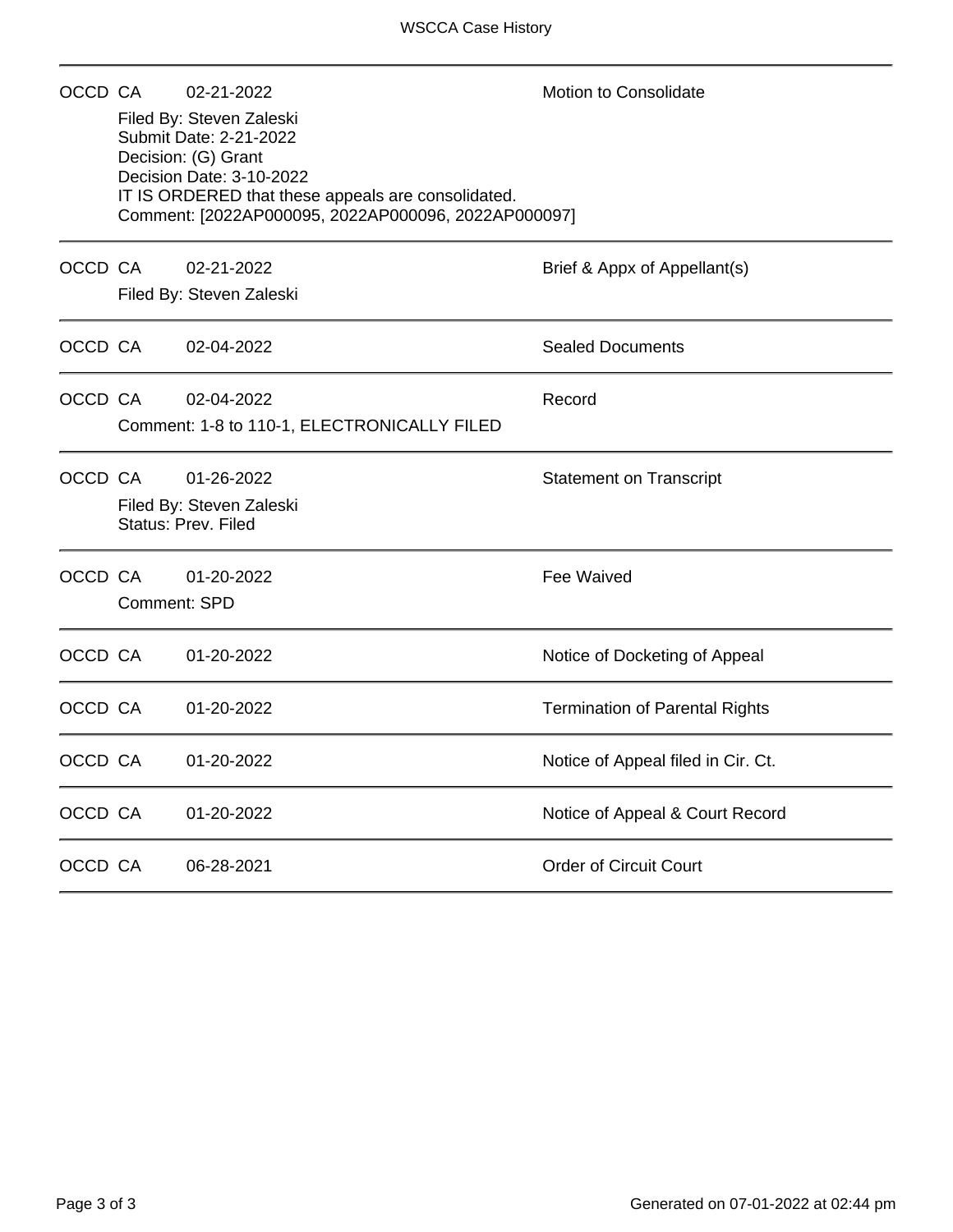| | | | |
|---|---|---|---|
| OCCD | CA | 02-21-2022 | Motion to Consolidate |
| | | Filed By: Steven Zaleski<br>Submit Date: 2-21-2022<br>Decision: (G) Grant<br>Decision Date: 3-10-2022<br>IT IS ORDERED that these appeals are consolidated.<br>Comment: [2022AP000095, 2022AP000096, 2022AP000097] | |
| OCCD | CA | 02-21-2022 | Brief & Appx of Appellant(s) |
| | | Filed By: Steven Zaleski | |
| OCCD | CA | 02-04-2022 | Sealed Documents |
| OCCD | CA | 02-04-2022 | Record |
| | | Comment: 1-8 to 110-1, ELECTRONICALLY FILED | |
| OCCD | CA | 01-26-2022 | Statement on Transcript |
| | | Filed By: Steven Zaleski<br>Status: Prev. Filed | |
| OCCD | CA | 01-20-2022 | Fee Waived |
| | | Comment: SPD | |
| OCCD | CA | 01-20-2022 | Notice of Docketing of Appeal |
| OCCD | CA | 01-20-2022 | Termination of Parental Rights |
| OCCD | CA | 01-20-2022 | Notice of Appeal filed in Cir. Ct. |
| OCCD | CA | 01-20-2022 | Notice of Appeal & Court Record |
| OCCD | CA | 06-28-2021 | Order of Circuit Court |